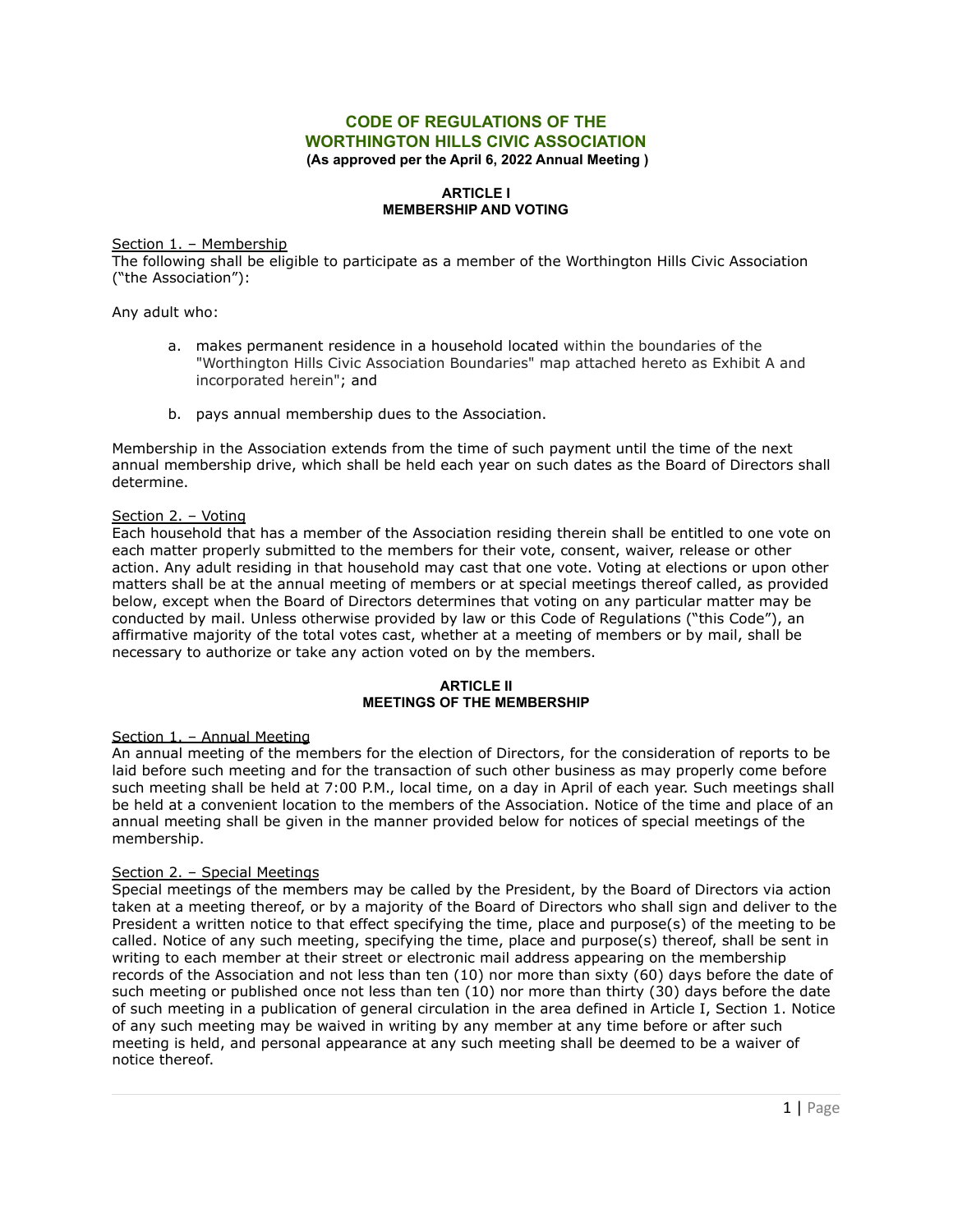# CODE OF REGULATIONS OF THE WORTHINGTON HILLS CIVIC ASSOCIATION

**(As approved per the April 6, 2022 Annual Meeting )**

## ARTICLE I
## MEMBERSHIP AND VOTING

Section 1. – Membership

The following shall be eligible to participate as a member of the Worthington Hills Civic Association ("the Association"):

Any adult who:

a. makes permanent residence in a household located within the boundaries of the "Worthington Hills Civic Association Boundaries" map attached hereto as Exhibit A and incorporated herein"; and

b. pays annual membership dues to the Association.

Membership in the Association extends from the time of such payment until the time of the next annual membership drive, which shall be held each year on such dates as the Board of Directors shall determine.

Section 2. – Voting

Each household that has a member of the Association residing therein shall be entitled to one vote on each matter properly submitted to the members for their vote, consent, waiver, release or other action. Any adult residing in that household may cast that one vote. Voting at elections or upon other matters shall be at the annual meeting of members or at special meetings thereof called, as provided below, except when the Board of Directors determines that voting on any particular matter may be conducted by mail. Unless otherwise provided by law or this Code of Regulations ("this Code"), an affirmative majority of the total votes cast, whether at a meeting of members or by mail, shall be necessary to authorize or take any action voted on by the members.

## ARTICLE II
## MEETINGS OF THE MEMBERSHIP

Section 1. – Annual Meeting

An annual meeting of the members for the election of Directors, for the consideration of reports to be laid before such meeting and for the transaction of such other business as may properly come before such meeting shall be held at 7:00 P.M., local time, on a day in April of each year. Such meetings shall be held at a convenient location to the members of the Association. Notice of the time and place of an annual meeting shall be given in the manner provided below for notices of special meetings of the membership.

Section 2. – Special Meetings

Special meetings of the members may be called by the President, by the Board of Directors via action taken at a meeting thereof, or by a majority of the Board of Directors who shall sign and deliver to the President a written notice to that effect specifying the time, place and purpose(s) of the meeting to be called. Notice of any such meeting, specifying the time, place and purpose(s) thereof, shall be sent in writing to each member at their street or electronic mail address appearing on the membership records of the Association and not less than ten (10) nor more than sixty (60) days before the date of such meeting or published once not less than ten (10) nor more than thirty (30) days before the date of such meeting in a publication of general circulation in the area defined in Article I, Section 1. Notice of any such meeting may be waived in writing by any member at any time before or after such meeting is held, and personal appearance at any such meeting shall be deemed to be a waiver of notice thereof.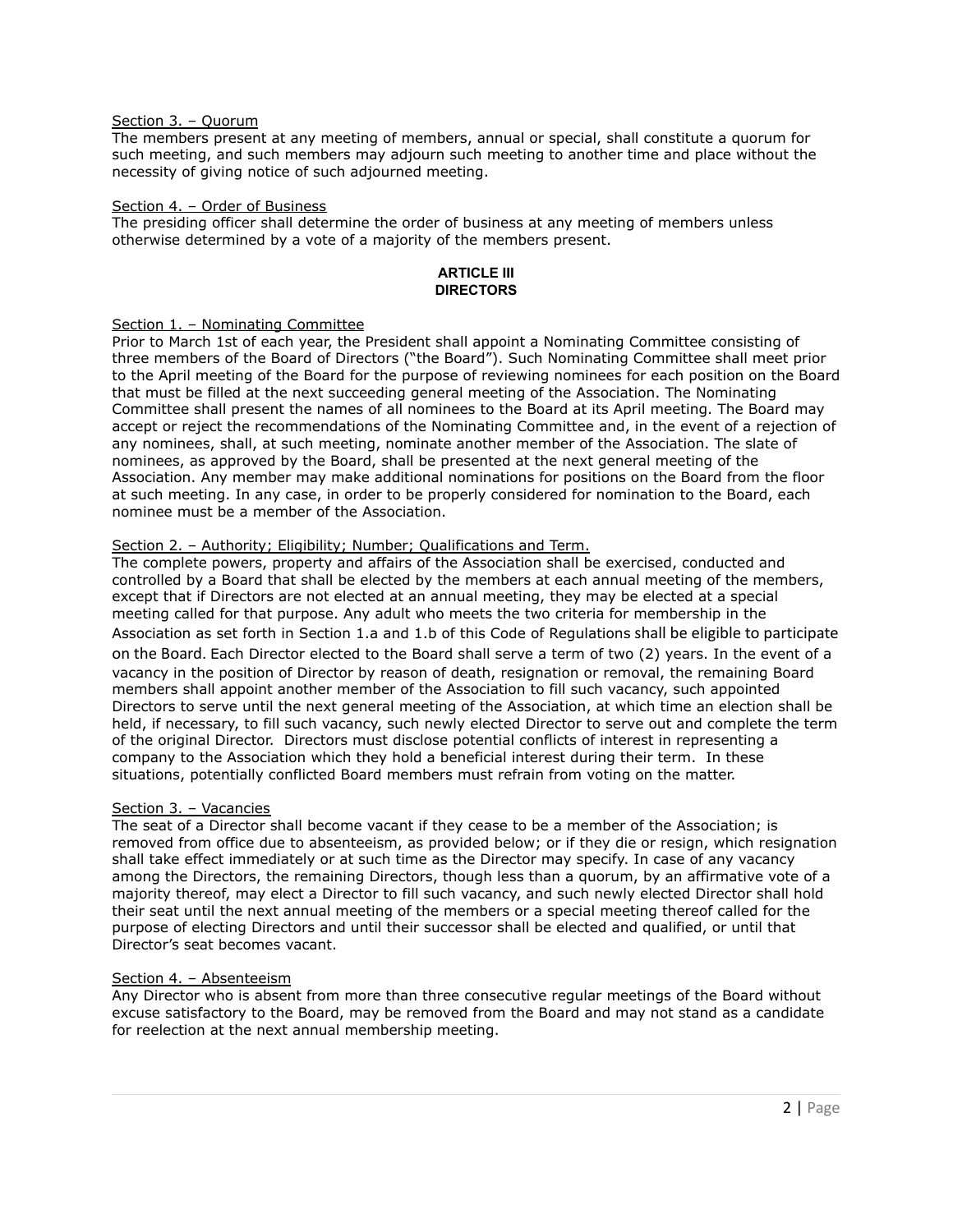Section 3. – Quorum

The members present at any meeting of members, annual or special, shall constitute a quorum for such meeting, and such members may adjourn such meeting to another time and place without the necessity of giving notice of such adjourned meeting.

Section 4. – Order of Business

The presiding officer shall determine the order of business at any meeting of members unless otherwise determined by a vote of a majority of the members present.

## ARTICLE III
## DIRECTORS

Section 1. – Nominating Committee

Prior to March 1st of each year, the President shall appoint a Nominating Committee consisting of three members of the Board of Directors ("the Board"). Such Nominating Committee shall meet prior to the April meeting of the Board for the purpose of reviewing nominees for each position on the Board that must be filled at the next succeeding general meeting of the Association. The Nominating Committee shall present the names of all nominees to the Board at its April meeting. The Board may accept or reject the recommendations of the Nominating Committee and, in the event of a rejection of any nominees, shall, at such meeting, nominate another member of the Association. The slate of nominees, as approved by the Board, shall be presented at the next general meeting of the Association. Any member may make additional nominations for positions on the Board from the floor at such meeting. In any case, in order to be properly considered for nomination to the Board, each nominee must be a member of the Association.

Section 2. – Authority; Eligibility; Number; Qualifications and Term.

The complete powers, property and affairs of the Association shall be exercised, conducted and controlled by a Board that shall be elected by the members at each annual meeting of the members, except that if Directors are not elected at an annual meeting, they may be elected at a special meeting called for that purpose. Any adult who meets the two criteria for membership in the Association as set forth in Section 1.a and 1.b of this Code of Regulations shall be eligible to participate on the Board. Each Director elected to the Board shall serve a term of two (2) years. In the event of a vacancy in the position of Director by reason of death, resignation or removal, the remaining Board members shall appoint another member of the Association to fill such vacancy, such appointed Directors to serve until the next general meeting of the Association, at which time an election shall be held, if necessary, to fill such vacancy, such newly elected Director to serve out and complete the term of the original Director. Directors must disclose potential conflicts of interest in representing a company to the Association which they hold a beneficial interest during their term. In these situations, potentially conflicted Board members must refrain from voting on the matter.

Section 3. – Vacancies

The seat of a Director shall become vacant if they cease to be a member of the Association; is removed from office due to absenteeism, as provided below; or if they die or resign, which resignation shall take effect immediately or at such time as the Director may specify. In case of any vacancy among the Directors, the remaining Directors, though less than a quorum, by an affirmative vote of a majority thereof, may elect a Director to fill such vacancy, and such newly elected Director shall hold their seat until the next annual meeting of the members or a special meeting thereof called for the purpose of electing Directors and until their successor shall be elected and qualified, or until that Director's seat becomes vacant.

Section 4. – Absenteeism

Any Director who is absent from more than three consecutive regular meetings of the Board without excuse satisfactory to the Board, may be removed from the Board and may not stand as a candidate for reelection at the next annual membership meeting.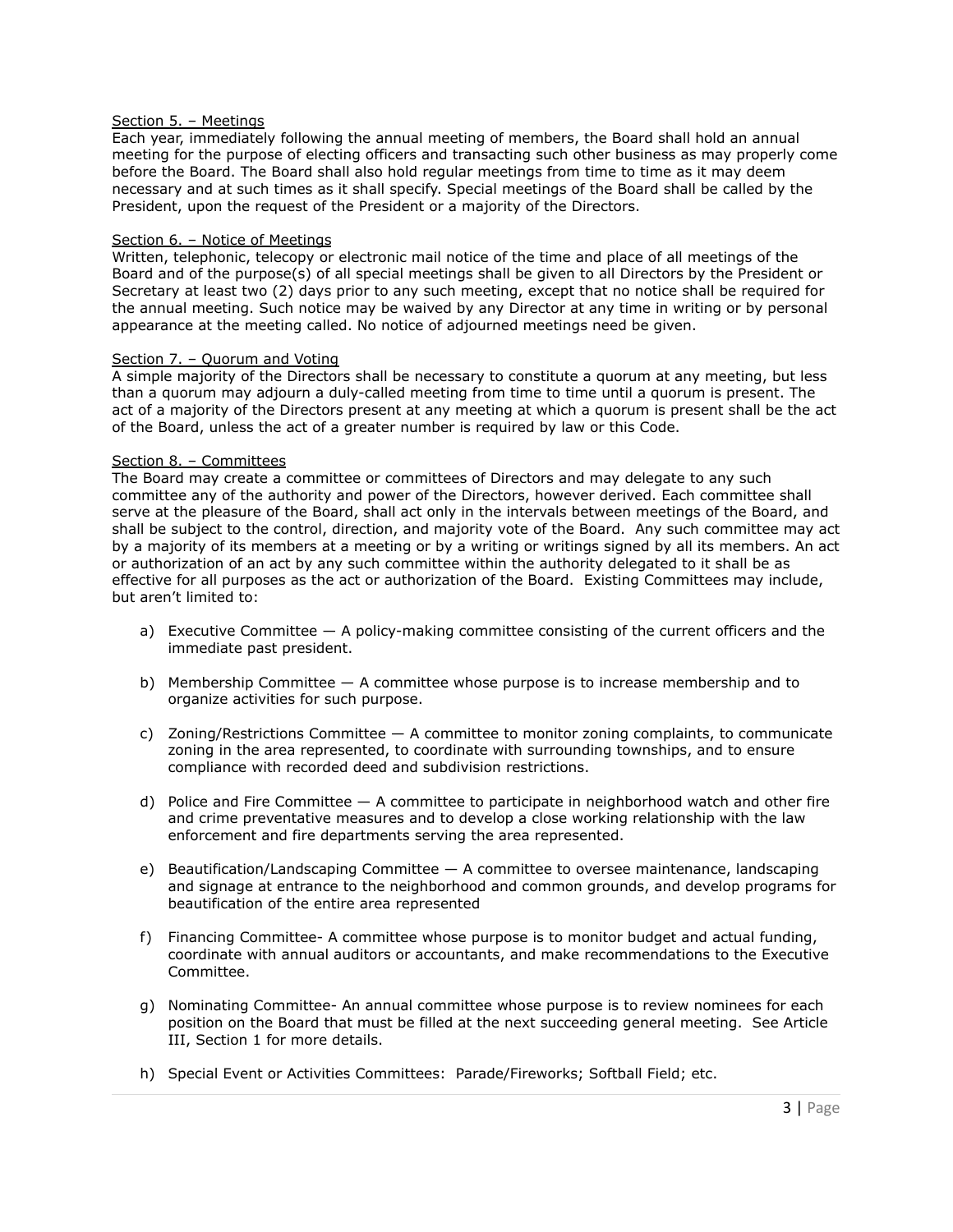<u>Section 5. – Meetings</u>

Each year, immediately following the annual meeting of members, the Board shall hold an annual meeting for the purpose of electing officers and transacting such other business as may properly come before the Board. The Board shall also hold regular meetings from time to time as it may deem necessary and at such times as it shall specify. Special meetings of the Board shall be called by the President, upon the request of the President or a majority of the Directors.

<u>Section 6. – Notice of Meetings</u>

Written, telephonic, telecopy or electronic mail notice of the time and place of all meetings of the Board and of the purpose(s) of all special meetings shall be given to all Directors by the President or Secretary at least two (2) days prior to any such meeting, except that no notice shall be required for the annual meeting. Such notice may be waived by any Director at any time in writing or by personal appearance at the meeting called. No notice of adjourned meetings need be given.

<u>Section 7. – Quorum and Voting</u>

A simple majority of the Directors shall be necessary to constitute a quorum at any meeting, but less than a quorum may adjourn a duly-called meeting from time to time until a quorum is present. The act of a majority of the Directors present at any meeting at which a quorum is present shall be the act of the Board, unless the act of a greater number is required by law or this Code.

<u>Section 8. – Committees</u>

The Board may create a committee or committees of Directors and may delegate to any such committee any of the authority and power of the Directors, however derived. Each committee shall serve at the pleasure of the Board, shall act only in the intervals between meetings of the Board, and shall be subject to the control, direction, and majority vote of the Board. Any such committee may act by a majority of its members at a meeting or by a writing or writings signed by all its members. An act or authorization of an act by any such committee within the authority delegated to it shall be as effective for all purposes as the act or authorization of the Board. Existing Committees may include, but aren't limited to:

a) Executive Committee — A policy-making committee consisting of the current officers and the immediate past president.

b) Membership Committee — A committee whose purpose is to increase membership and to organize activities for such purpose.

c) Zoning/Restrictions Committee — A committee to monitor zoning complaints, to communicate zoning in the area represented, to coordinate with surrounding townships, and to ensure compliance with recorded deed and subdivision restrictions.

d) Police and Fire Committee — A committee to participate in neighborhood watch and other fire and crime preventative measures and to develop a close working relationship with the law enforcement and fire departments serving the area represented.

e) Beautification/Landscaping Committee — A committee to oversee maintenance, landscaping and signage at entrance to the neighborhood and common grounds, and develop programs for beautification of the entire area represented

f) Financing Committee- A committee whose purpose is to monitor budget and actual funding, coordinate with annual auditors or accountants, and make recommendations to the Executive Committee.

g) Nominating Committee- An annual committee whose purpose is to review nominees for each position on the Board that must be filled at the next succeeding general meeting. See Article III, Section 1 for more details.

h) Special Event or Activities Committees: Parade/Fireworks; Softball Field; etc.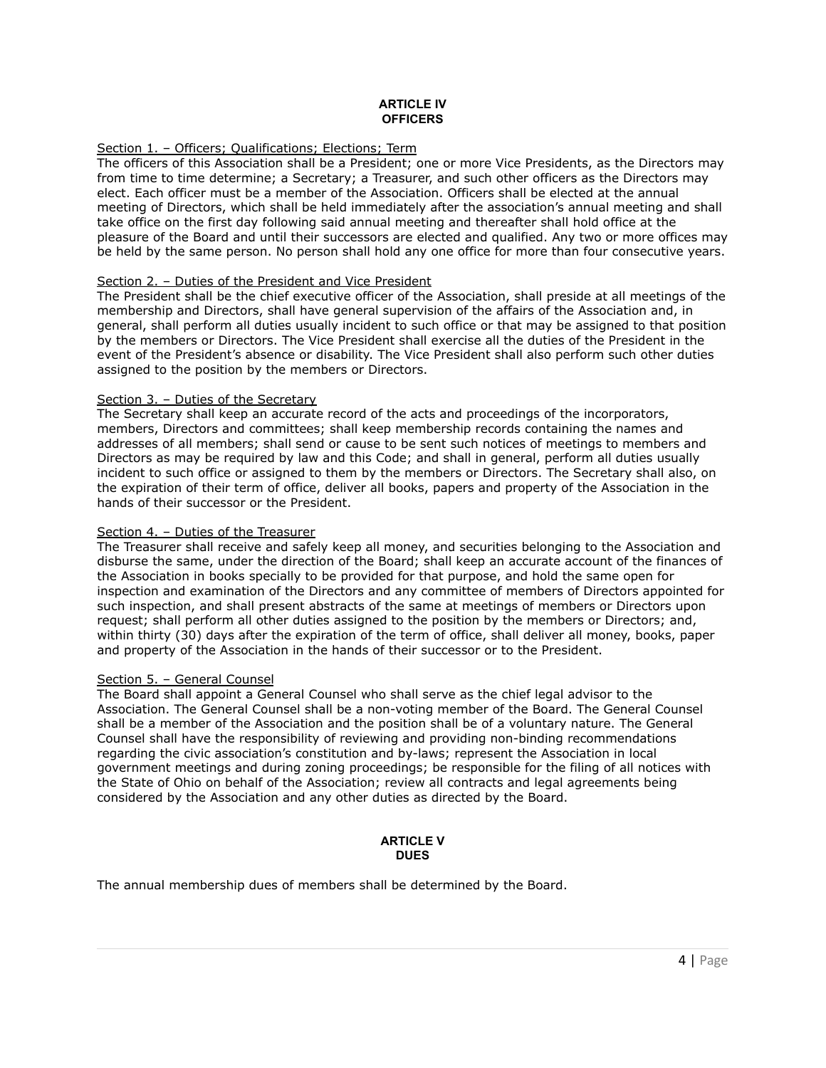## ARTICLE IV
## OFFICERS

Section 1. – Officers; Qualifications; Elections; Term

The officers of this Association shall be a President; one or more Vice Presidents, as the Directors may from time to time determine; a Secretary; a Treasurer, and such other officers as the Directors may elect. Each officer must be a member of the Association. Officers shall be elected at the annual meeting of Directors, which shall be held immediately after the association's annual meeting and shall take office on the first day following said annual meeting and thereafter shall hold office at the pleasure of the Board and until their successors are elected and qualified. Any two or more offices may be held by the same person. No person shall hold any one office for more than four consecutive years.

Section 2. – Duties of the President and Vice President

The President shall be the chief executive officer of the Association, shall preside at all meetings of the membership and Directors, shall have general supervision of the affairs of the Association and, in general, shall perform all duties usually incident to such office or that may be assigned to that position by the members or Directors. The Vice President shall exercise all the duties of the President in the event of the President's absence or disability. The Vice President shall also perform such other duties assigned to the position by the members or Directors.

Section 3. – Duties of the Secretary

The Secretary shall keep an accurate record of the acts and proceedings of the incorporators, members, Directors and committees; shall keep membership records containing the names and addresses of all members; shall send or cause to be sent such notices of meetings to members and Directors as may be required by law and this Code; and shall in general, perform all duties usually incident to such office or assigned to them by the members or Directors. The Secretary shall also, on the expiration of their term of office, deliver all books, papers and property of the Association in the hands of their successor or the President.

Section 4. – Duties of the Treasurer

The Treasurer shall receive and safely keep all money, and securities belonging to the Association and disburse the same, under the direction of the Board; shall keep an accurate account of the finances of the Association in books specially to be provided for that purpose, and hold the same open for inspection and examination of the Directors and any committee of members of Directors appointed for such inspection, and shall present abstracts of the same at meetings of members or Directors upon request; shall perform all other duties assigned to the position by the members or Directors; and, within thirty (30) days after the expiration of the term of office, shall deliver all money, books, paper and property of the Association in the hands of their successor or to the President.

Section 5. – General Counsel

The Board shall appoint a General Counsel who shall serve as the chief legal advisor to the Association. The General Counsel shall be a non-voting member of the Board. The General Counsel shall be a member of the Association and the position shall be of a voluntary nature. The General Counsel shall have the responsibility of reviewing and providing non-binding recommendations regarding the civic association's constitution and by-laws; represent the Association in local government meetings and during zoning proceedings; be responsible for the filing of all notices with the State of Ohio on behalf of the Association; review all contracts and legal agreements being considered by the Association and any other duties as directed by the Board.

## ARTICLE V
## DUES

The annual membership dues of members shall be determined by the Board.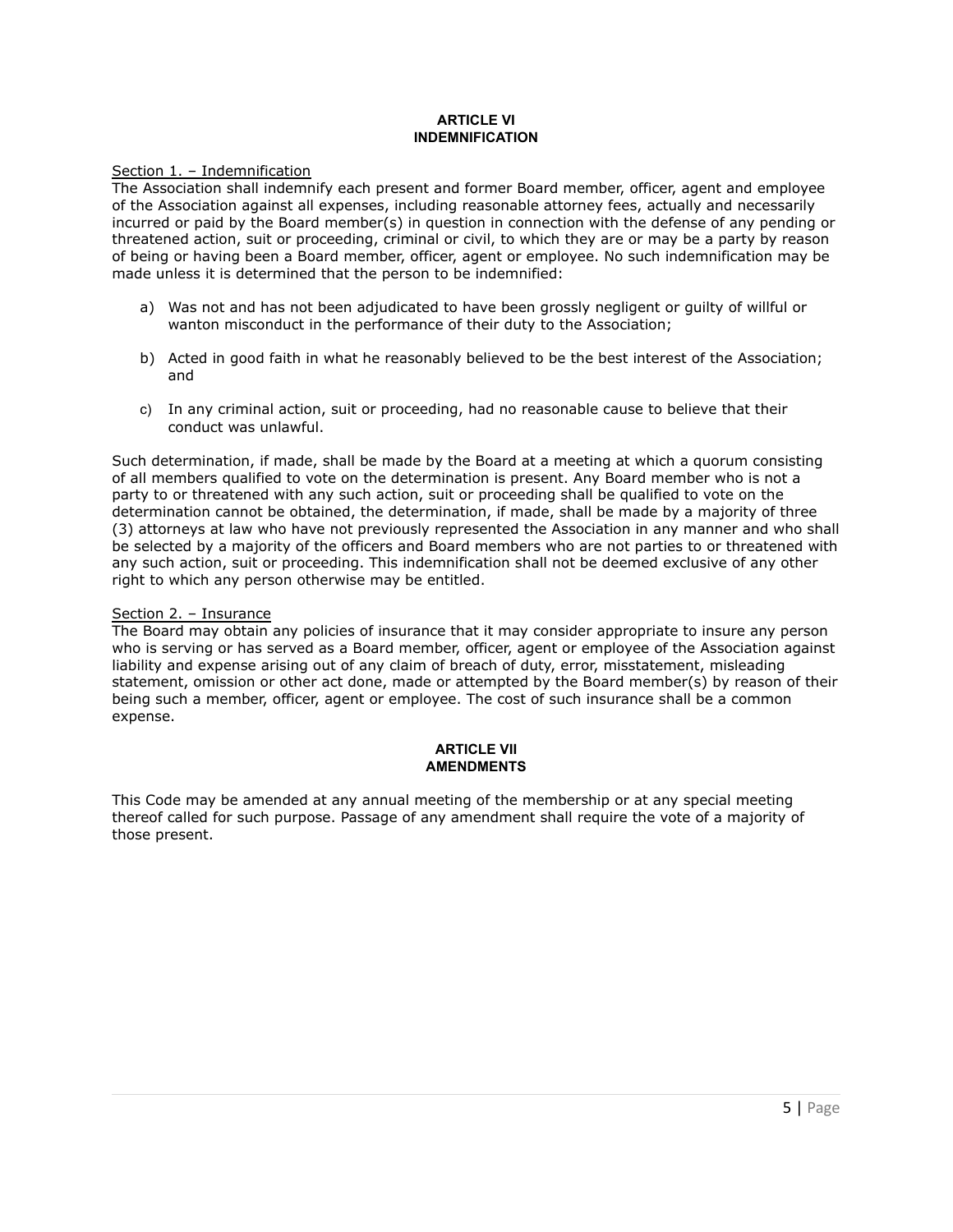## ARTICLE VI
## INDEMNIFICATION

Section 1. – Indemnification

The Association shall indemnify each present and former Board member, officer, agent and employee of the Association against all expenses, including reasonable attorney fees, actually and necessarily incurred or paid by the Board member(s) in question in connection with the defense of any pending or threatened action, suit or proceeding, criminal or civil, to which they are or may be a party by reason of being or having been a Board member, officer, agent or employee. No such indemnification may be made unless it is determined that the person to be indemnified:

a) Was not and has not been adjudicated to have been grossly negligent or guilty of willful or wanton misconduct in the performance of their duty to the Association;

b) Acted in good faith in what he reasonably believed to be the best interest of the Association; and

c) In any criminal action, suit or proceeding, had no reasonable cause to believe that their conduct was unlawful.

Such determination, if made, shall be made by the Board at a meeting at which a quorum consisting of all members qualified to vote on the determination is present. Any Board member who is not a party to or threatened with any such action, suit or proceeding shall be qualified to vote on the determination cannot be obtained, the determination, if made, shall be made by a majority of three (3) attorneys at law who have not previously represented the Association in any manner and who shall be selected by a majority of the officers and Board members who are not parties to or threatened with any such action, suit or proceeding. This indemnification shall not be deemed exclusive of any other right to which any person otherwise may be entitled.

Section 2. – Insurance

The Board may obtain any policies of insurance that it may consider appropriate to insure any person who is serving or has served as a Board member, officer, agent or employee of the Association against liability and expense arising out of any claim of breach of duty, error, misstatement, misleading statement, omission or other act done, made or attempted by the Board member(s) by reason of their being such a member, officer, agent or employee. The cost of such insurance shall be a common expense.

## ARTICLE VII
## AMENDMENTS

This Code may be amended at any annual meeting of the membership or at any special meeting thereof called for such purpose. Passage of any amendment shall require the vote of a majority of those present.